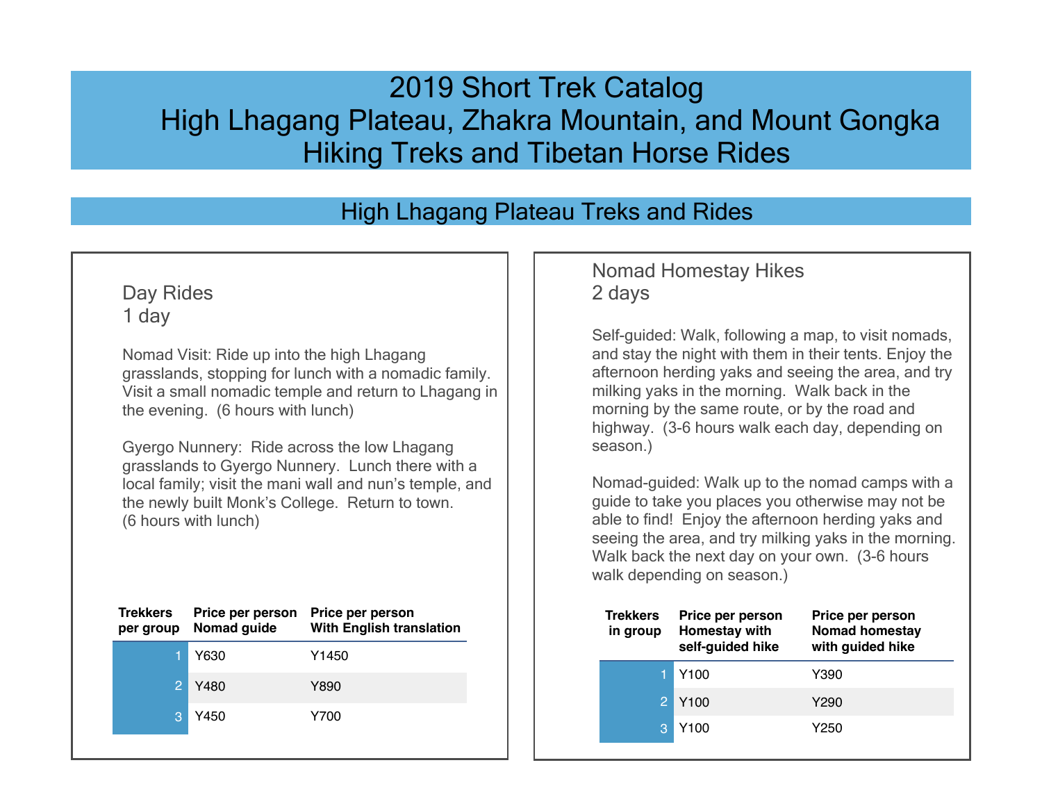# 2019 Short Trek Catalog
# High Lhagang Plateau, Zhakra Mountain, and Mount Gongka
# Hiking Treks and Tibetan Horse Rides

## High Lhagang Plateau Treks and Rides

### Day Rides
### 1 day

Nomad Visit: Ride up into the high Lhagang grasslands, stopping for lunch with a nomadic family. Visit a small nomadic temple and return to Lhagang in the evening. (6 hours with lunch)

Gyergo Nunnery: Ride across the low Lhagang grasslands to Gyergo Nunnery. Lunch there with a local family; visit the mani wall and nun's temple, and the newly built Monk's College. Return to town. (6 hours with lunch)

| Trekkers per group | Price per person Nomad guide | Price per person With English translation |
|---|---|---|
| 1 | Y630 | Y1450 |
| 2 | Y480 | Y890 |
| 3 | Y450 | Y700 |

### Nomad Homestay Hikes
### 2 days

Self-guided: Walk, following a map, to visit nomads, and stay the night with them in their tents. Enjoy the afternoon herding yaks and seeing the area, and try milking yaks in the morning. Walk back in the morning by the same route, or by the road and highway. (3-6 hours walk each day, depending on season.)

Nomad-guided: Walk up to the nomad camps with a guide to take you places you otherwise may not be able to find! Enjoy the afternoon herding yaks and seeing the area, and try milking yaks in the morning. Walk back the next day on your own. (3-6 hours walk depending on season.)

| Trekkers in group | Price per person Homestay with self-guided hike | Price per person Nomad homestay with guided hike |
|---|---|---|
| 1 | Y100 | Y390 |
| 2 | Y100 | Y290 |
| 3 | Y100 | Y250 |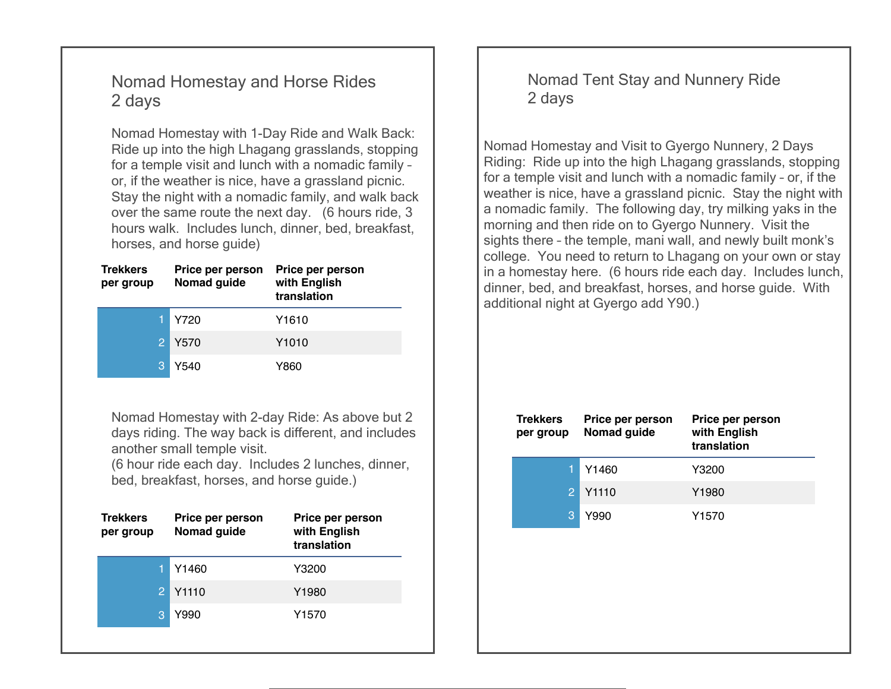## Nomad Homestay and Horse Rides
## 2 days

Nomad Homestay with 1-Day Ride and Walk Back: Ride up into the high Lhagang grasslands, stopping for a temple visit and lunch with a nomadic family – or, if the weather is nice, have a grassland picnic. Stay the night with a nomadic family, and walk back over the same route the next day. (6 hours ride, 3 hours walk. Includes lunch, dinner, bed, breakfast, horses, and horse guide)

| Trekkers per group | Price per person Nomad guide | Price per person with English translation |
|---|---|---|
| 1 | Y720 | Y1610 |
| 2 | Y570 | Y1010 |
| 3 | Y540 | Y860 |

Nomad Homestay with 2-day Ride: As above but 2 days riding. The way back is different, and includes another small temple visit.
(6 hour ride each day. Includes 2 lunches, dinner, bed, breakfast, horses, and horse guide.)

| Trekkers per group | Price per person Nomad guide | Price per person with English translation |
|---|---|---|
| 1 | Y1460 | Y3200 |
| 2 | Y1110 | Y1980 |
| 3 | Y990 | Y1570 |

## Nomad Tent Stay and Nunnery Ride
## 2 days

Nomad Homestay and Visit to Gyergo Nunnery, 2 Days Riding: Ride up into the high Lhagang grasslands, stopping for a temple visit and lunch with a nomadic family – or, if the weather is nice, have a grassland picnic. Stay the night with a nomadic family. The following day, try milking yaks in the morning and then ride on to Gyergo Nunnery. Visit the sights there – the temple, mani wall, and newly built monk's college. You need to return to Lhagang on your own or stay in a homestay here. (6 hours ride each day. Includes lunch, dinner, bed, and breakfast, horses, and horse guide. With additional night at Gyergo add Y90.)

| Trekkers per group | Price per person Nomad guide | Price per person with English translation |
|---|---|---|
| 1 | Y1460 | Y3200 |
| 2 | Y1110 | Y1980 |
| 3 | Y990 | Y1570 |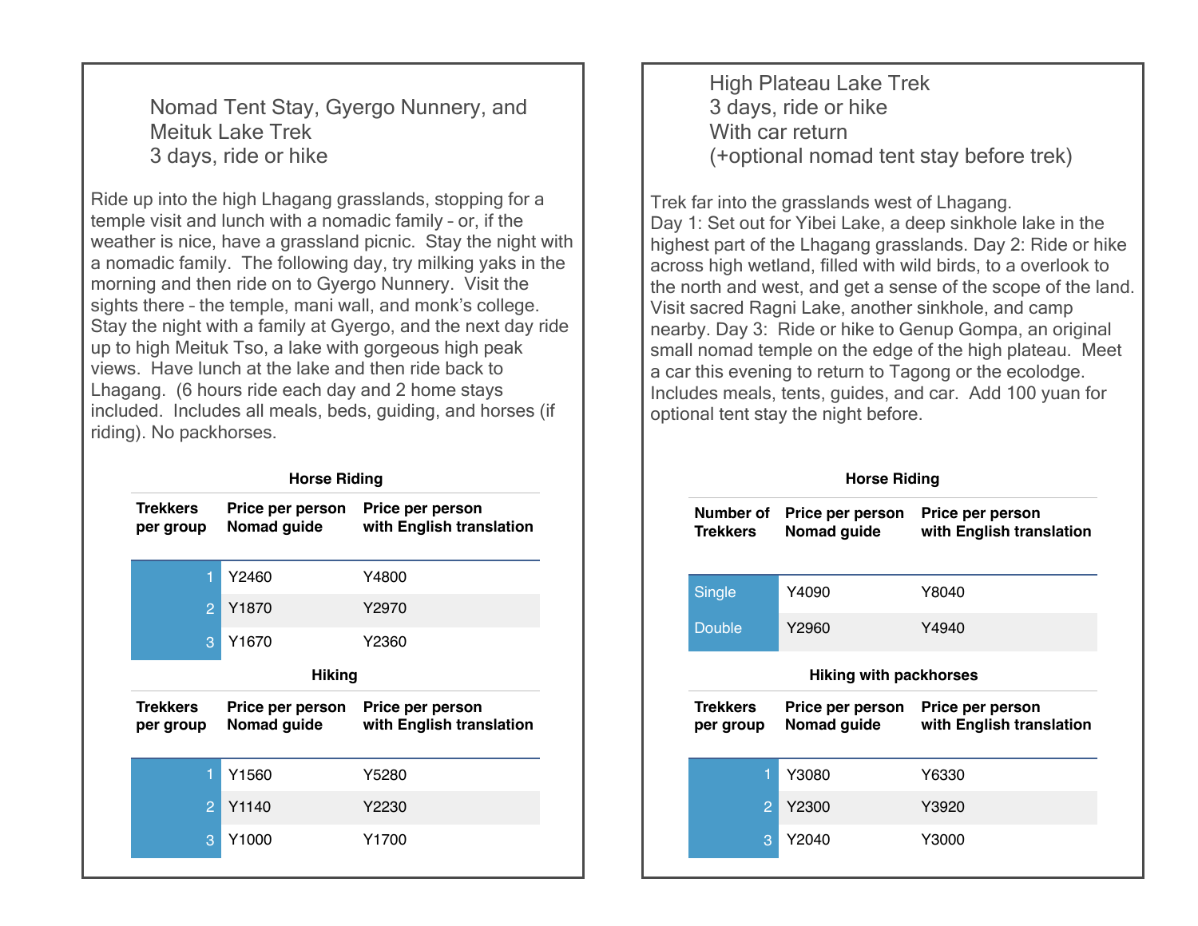## Nomad Tent Stay, Gyergo Nunnery, and Meituk Lake Trek
## 3 days, ride or hike

Ride up into the high Lhagang grasslands, stopping for a temple visit and lunch with a nomadic family – or, if the weather is nice, have a grassland picnic. Stay the night with a nomadic family. The following day, try milking yaks in the morning and then ride on to Gyergo Nunnery. Visit the sights there – the temple, mani wall, and monk's college. Stay the night with a family at Gyergo, and the next day ride up to high Meituk Tso, a lake with gorgeous high peak views. Have lunch at the lake and then ride back to Lhagang. (6 hours ride each day and 2 home stays included. Includes all meals, beds, guiding, and horses (if riding). No packhorses.

**Horse Riding**

| Trekkers per group | Price per person Nomad guide | Price per person with English translation |
|---|---|---|
| 1 | Y2460 | Y4800 |
| 2 | Y1870 | Y2970 |
| 3 | Y1670 | Y2360 |

**Hiking**

| Trekkers per group | Price per person Nomad guide | Price per person with English translation |
|---|---|---|
| 1 | Y1560 | Y5280 |
| 2 | Y1140 | Y2230 |
| 3 | Y1000 | Y1700 |

## High Plateau Lake Trek
## 3 days, ride or hike
## With car return
## (+optional nomad tent stay before trek)

Trek far into the grasslands west of Lhagang.
Day 1: Set out for Yibei Lake, a deep sinkhole lake in the highest part of the Lhagang grasslands. Day 2: Ride or hike across high wetland, filled with wild birds, to a overlook to the north and west, and get a sense of the scope of the land. Visit sacred Ragni Lake, another sinkhole, and camp nearby. Day 3: Ride or hike to Genup Gompa, an original small nomad temple on the edge of the high plateau. Meet a car this evening to return to Tagong or the ecolodge. Includes meals, tents, guides, and car. Add 100 yuan for optional tent stay the night before.

**Horse Riding**

| Number of Trekkers | Price per person Nomad guide | Price per person with English translation |
|---|---|---|
| Single | Y4090 | Y8040 |
| Double | Y2960 | Y4940 |

**Hiking with packhorses**

| Trekkers per group | Price per person Nomad guide | Price per person with English translation |
|---|---|---|
| 1 | Y3080 | Y6330 |
| 2 | Y2300 | Y3920 |
| 3 | Y2040 | Y3000 |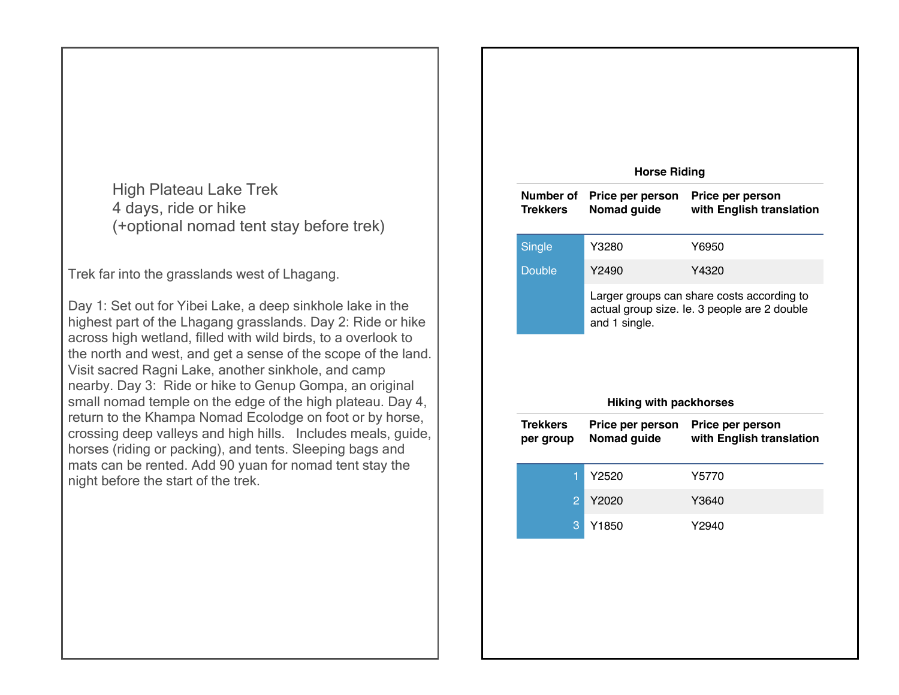## High Plateau Lake Trek
4 days, ride or hike
(+optional nomad tent stay before trek)

Trek far into the grasslands west of Lhagang.

Day 1: Set out for Yibei Lake, a deep sinkhole lake in the highest part of the Lhagang grasslands. Day 2: Ride or hike across high wetland, filled with wild birds, to a overlook to the north and west, and get a sense of the scope of the land. Visit sacred Ragni Lake, another sinkhole, and camp nearby. Day 3: Ride or hike to Genup Gompa, an original small nomad temple on the edge of the high plateau. Day 4, return to the Khampa Nomad Ecolodge on foot or by horse, crossing deep valleys and high hills. Includes meals, guide, horses (riding or packing), and tents. Sleeping bags and mats can be rented. Add 90 yuan for nomad tent stay the night before the start of the trek.

**Horse Riding**

| Number of Trekkers | Price per person Nomad guide | Price per person with English translation |
|---|---|---|
| Single | Y3280 | Y6950 |
| Double | Y2490 | Y4320 |
| | Larger groups can share costs according to actual group size. Ie. 3 people are 2 double and 1 single. | |

**Hiking with packhorses**

| Trekkers per group | Price per person Nomad guide | Price per person with English translation |
|---|---|---|
| 1 | Y2520 | Y5770 |
| 2 | Y2020 | Y3640 |
| 3 | Y1850 | Y2940 |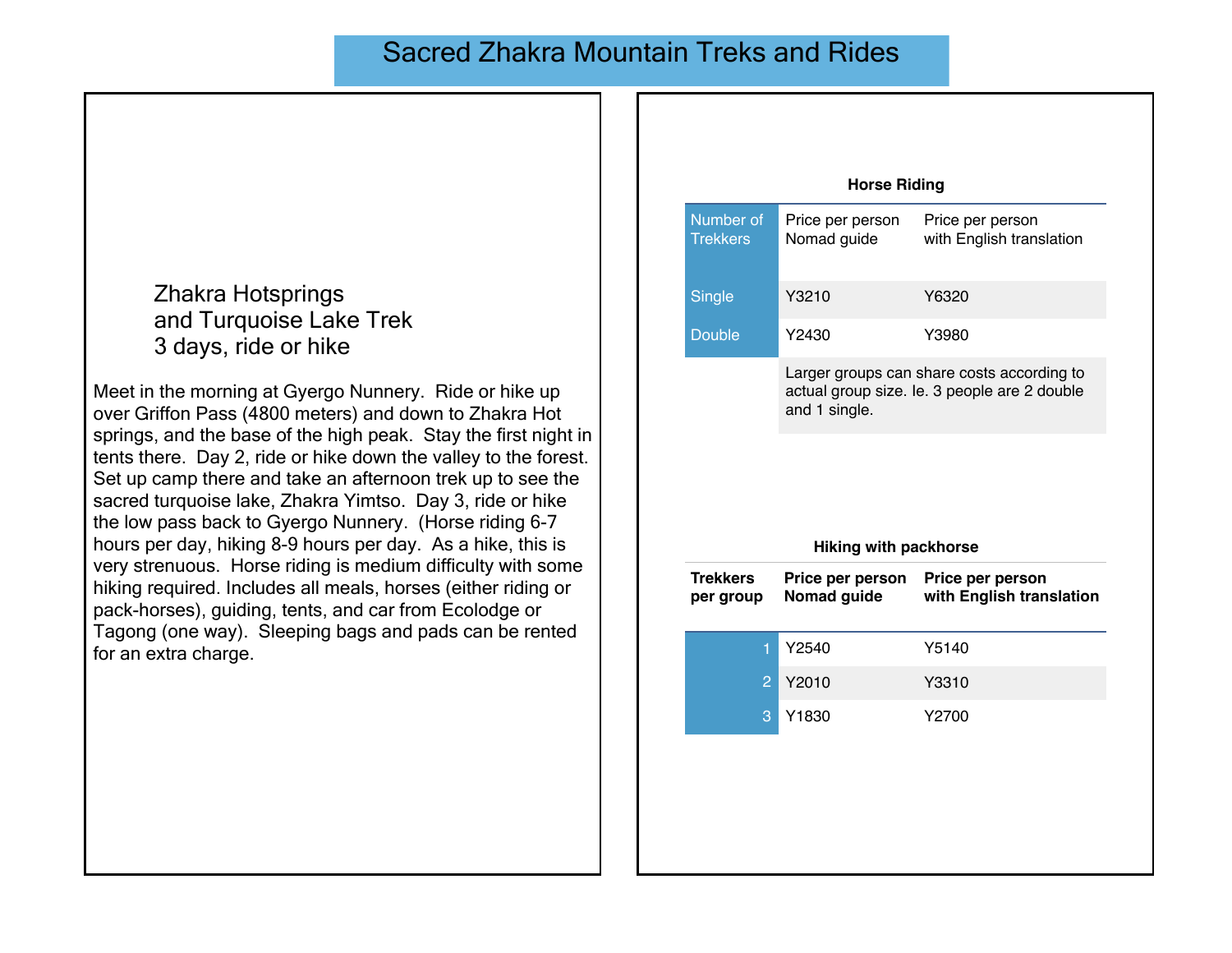# Sacred Zhakra Mountain Treks and Rides

## Zhakra Hotsprings and Turquoise Lake Trek 3 days, ride or hike

Meet in the morning at Gyergo Nunnery. Ride or hike up over Griffon Pass (4800 meters) and down to Zhakra Hot springs, and the base of the high peak. Stay the first night in tents there. Day 2, ride or hike down the valley to the forest. Set up camp there and take an afternoon trek up to see the sacred turquoise lake, Zhakra Yimtso. Day 3, ride or hike the low pass back to Gyergo Nunnery. (Horse riding 6-7 hours per day, hiking 8-9 hours per day. As a hike, this is very strenuous. Horse riding is medium difficulty with some hiking required. Includes all meals, horses (either riding or pack-horses), guiding, tents, and car from Ecolodge or Tagong (one way). Sleeping bags and pads can be rented for an extra charge.

**Horse Riding**

| Number of Trekkers | Price per person Nomad guide | Price per person with English translation |
|---|---|---|
| Single | Y3210 | Y6320 |
| Double | Y2430 | Y3980 |
| | Larger groups can share costs according to actual group size. Ie. 3 people are 2 double and 1 single. | |

**Hiking with packhorse**

| Trekkers per group | Price per person Nomad guide | Price per person with English translation |
|---|---|---|
| 1 | Y2540 | Y5140 |
| 2 | Y2010 | Y3310 |
| 3 | Y1830 | Y2700 |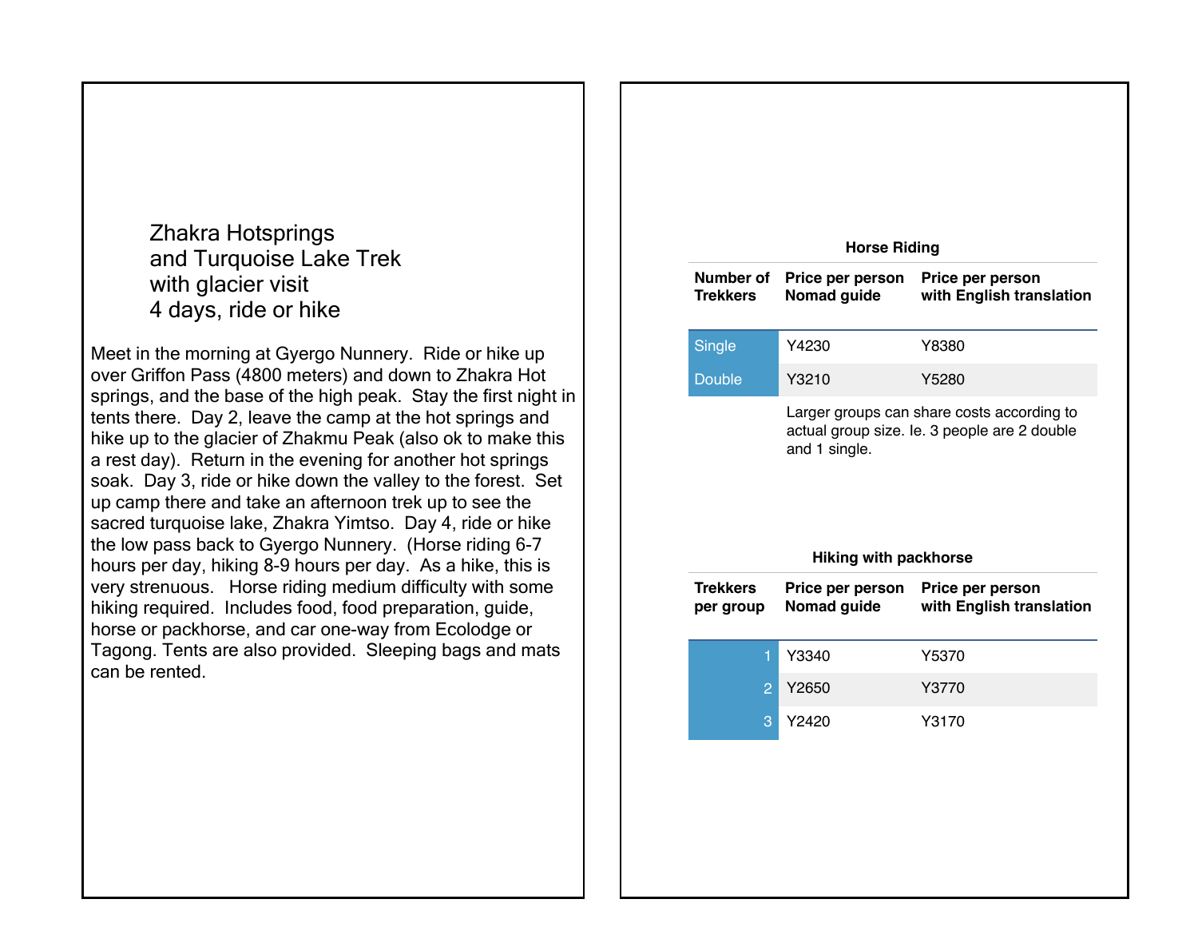## Zhakra Hotsprings and Turquoise Lake Trek with glacier visit 4 days, ride or hike

Meet in the morning at Gyergo Nunnery. Ride or hike up over Griffon Pass (4800 meters) and down to Zhakra Hot springs, and the base of the high peak. Stay the first night in tents there. Day 2, leave the camp at the hot springs and hike up to the glacier of Zhakmu Peak (also ok to make this a rest day). Return in the evening for another hot springs soak. Day 3, ride or hike down the valley to the forest. Set up camp there and take an afternoon trek up to see the sacred turquoise lake, Zhakra Yimtso. Day 4, ride or hike the low pass back to Gyergo Nunnery. (Horse riding 6-7 hours per day, hiking 8-9 hours per day. As a hike, this is very strenuous. Horse riding medium difficulty with some hiking required. Includes food, food preparation, guide, horse or packhorse, and car one-way from Ecolodge or Tagong. Tents are also provided. Sleeping bags and mats can be rented.

**Horse Riding**

| Number of Trekkers | Price per person Nomad guide | Price per person with English translation |
|---|---|---|
| Single | Y4230 | Y8380 |
| Double | Y3210 | Y5280 |

Larger groups can share costs according to actual group size. Ie. 3 people are 2 double and 1 single.

**Hiking with packhorse**

| Trekkers per group | Price per person Nomad guide | Price per person with English translation |
|---|---|---|
| 1 | Y3340 | Y5370 |
| 2 | Y2650 | Y3770 |
| 3 | Y2420 | Y3170 |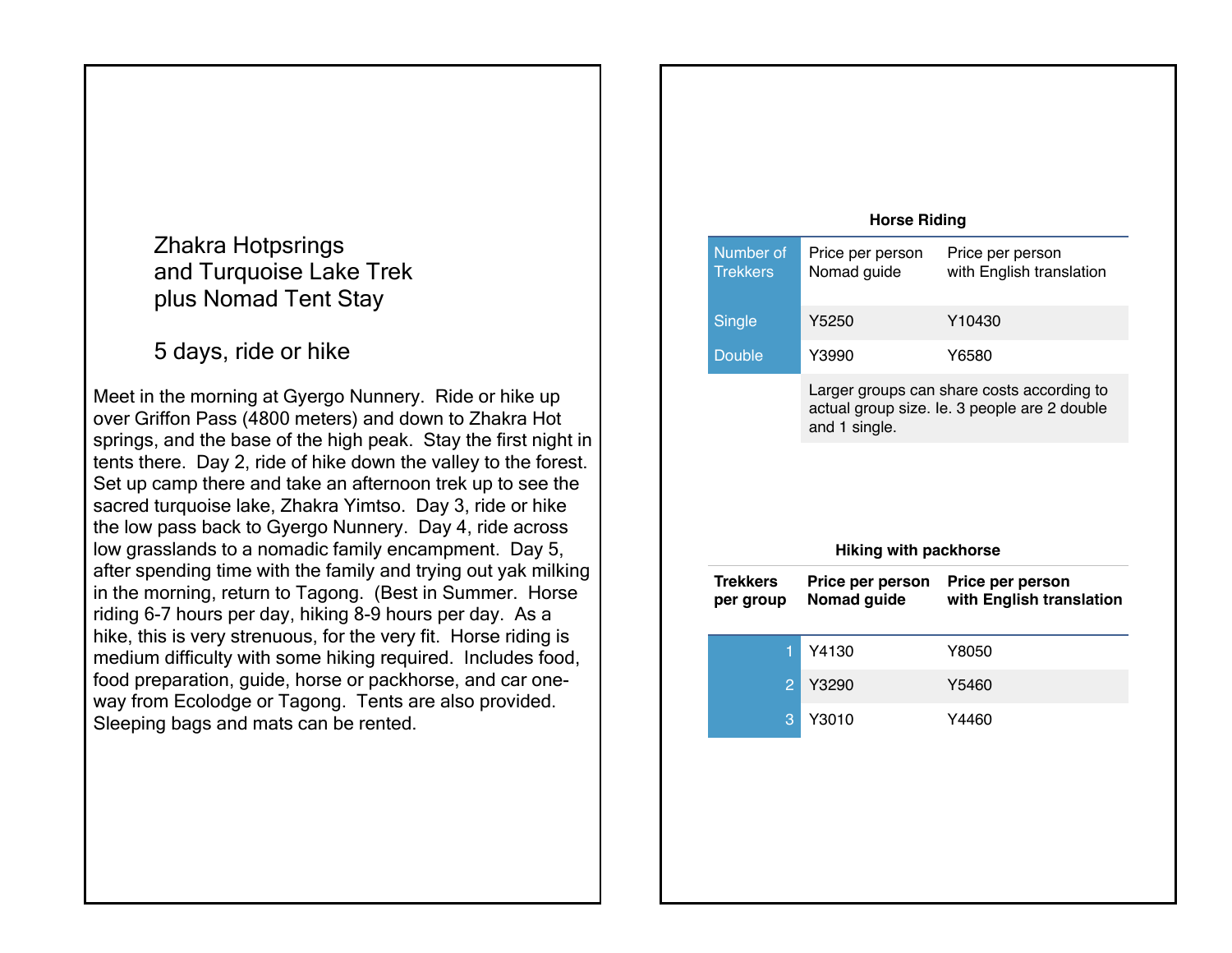# Zhakra Hotpsrings and Turquoise Lake Trek plus Nomad Tent Stay

## 5 days, ride or hike

Meet in the morning at Gyergo Nunnery. Ride or hike up over Griffon Pass (4800 meters) and down to Zhakra Hot springs, and the base of the high peak. Stay the first night in tents there. Day 2, ride of hike down the valley to the forest. Set up camp there and take an afternoon trek up to see the sacred turquoise lake, Zhakra Yimtso. Day 3, ride or hike the low pass back to Gyergo Nunnery. Day 4, ride across low grasslands to a nomadic family encampment. Day 5, after spending time with the family and trying out yak milking in the morning, return to Tagong. (Best in Summer. Horse riding 6-7 hours per day, hiking 8-9 hours per day. As a hike, this is very strenuous, for the very fit. Horse riding is medium difficulty with some hiking required. Includes food, food preparation, guide, horse or packhorse, and car one-way from Ecolodge or Tagong. Tents are also provided. Sleeping bags and mats can be rented.

**Horse Riding**

| Number of Trekkers | Price per person Nomad guide | Price per person with English translation |
|---|---|---|
| Single | Y5250 | Y10430 |
| Double | Y3990 | Y6580 |
| | Larger groups can share costs according to actual group size. Ie. 3 people are 2 double and 1 single. | |

**Hiking with packhorse**

| Trekkers per group | Price per person Nomad guide | Price per person with English translation |
|---|---|---|
| 1 | Y4130 | Y8050 |
| 2 | Y3290 | Y5460 |
| 3 | Y3010 | Y4460 |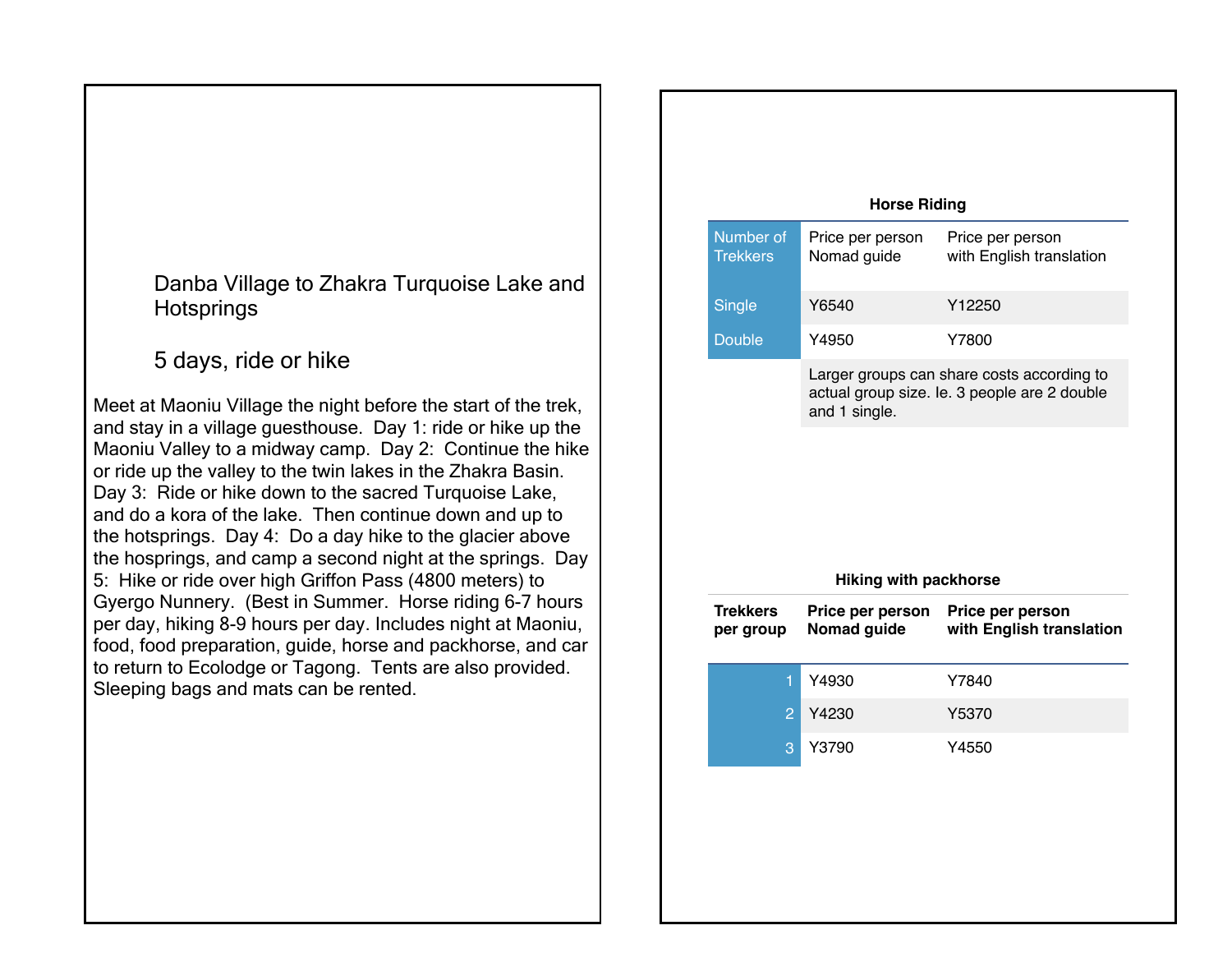## Danba Village to Zhakra Turquoise Lake and Hotsprings

### 5 days, ride or hike

Meet at Maoniu Village the night before the start of the trek, and stay in a village guesthouse. Day 1: ride or hike up the Maoniu Valley to a midway camp. Day 2: Continue the hike or ride up the valley to the twin lakes in the Zhakra Basin. Day 3: Ride or hike down to the sacred Turquoise Lake, and do a kora of the lake. Then continue down and up to the hotsprings. Day 4: Do a day hike to the glacier above the hosprings, and camp a second night at the springs. Day 5: Hike or ride over high Griffon Pass (4800 meters) to Gyergo Nunnery. (Best in Summer. Horse riding 6-7 hours per day, hiking 8-9 hours per day. Includes night at Maoniu, food, food preparation, guide, horse and packhorse, and car to return to Ecolodge or Tagong. Tents are also provided. Sleeping bags and mats can be rented.

**Horse Riding**

| Number of Trekkers | Price per person Nomad guide | Price per person with English translation |
|---|---|---|
| Single | Y6540 | Y12250 |
| Double | Y4950 | Y7800 |
| | Larger groups can share costs according to actual group size. Ie. 3 people are 2 double and 1 single. | |

**Hiking with packhorse**

| Trekkers per group | Price per person Nomad guide | Price per person with English translation |
|---|---|---|
| 1 | Y4930 | Y7840 |
| 2 | Y4230 | Y5370 |
| 3 | Y3790 | Y4550 |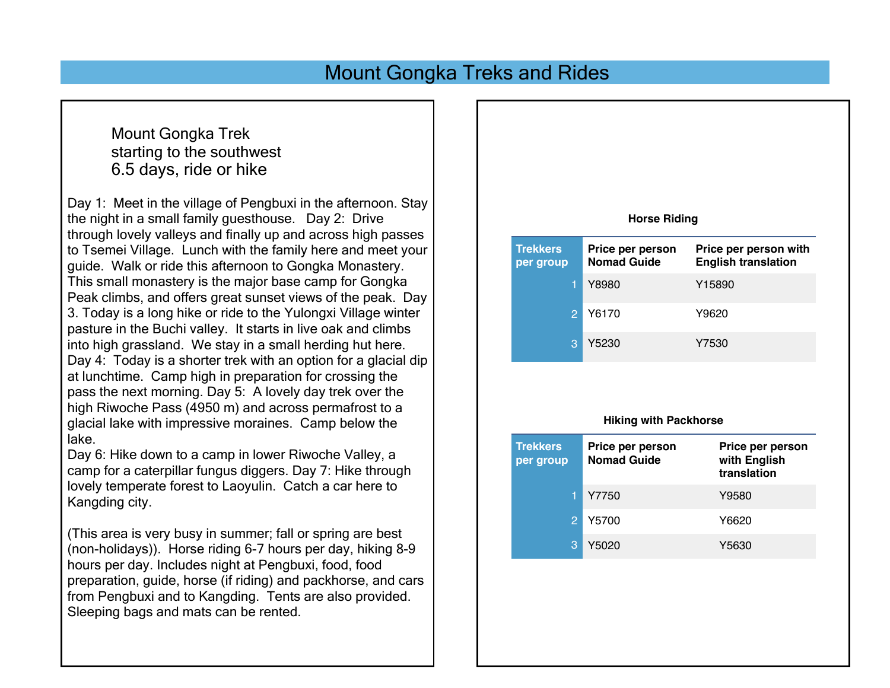# Mount Gongka Treks and Rides

Mount Gongka Trek
starting to the southwest
6.5 days, ride or hike

Day 1: Meet in the village of Pengbuxi in the afternoon. Stay the night in a small family guesthouse. Day 2: Drive through lovely valleys and finally up and across high passes to Tsemei Village. Lunch with the family here and meet your guide. Walk or ride this afternoon to Gongka Monastery. This small monastery is the major base camp for Gongka Peak climbs, and offers great sunset views of the peak. Day 3. Today is a long hike or ride to the Yulongxi Village winter pasture in the Buchi valley. It starts in live oak and climbs into high grassland. We stay in a small herding hut here. Day 4: Today is a shorter trek with an option for a glacial dip at lunchtime. Camp high in preparation for crossing the pass the next morning. Day 5: A lovely day trek over the high Riwoche Pass (4950 m) and across permafrost to a glacial lake with impressive moraines. Camp below the lake.
Day 6: Hike down to a camp in lower Riwoche Valley, a camp for a caterpillar fungus diggers. Day 7: Hike through lovely temperate forest to Laoyulin. Catch a car here to Kangding city.

(This area is very busy in summer; fall or spring are best (non-holidays)). Horse riding 6-7 hours per day, hiking 8-9 hours per day. Includes night at Pengbuxi, food, food preparation, guide, horse (if riding) and packhorse, and cars from Pengbuxi and to Kangding. Tents are also provided. Sleeping bags and mats can be rented.

**Horse Riding**

| Trekkers per group | Price per person Nomad Guide | Price per person with English translation |
|---|---|---|
| 1 | Y8980 | Y15890 |
| 2 | Y6170 | Y9620 |
| 3 | Y5230 | Y7530 |

**Hiking with Packhorse**

| Trekkers per group | Price per person Nomad Guide | Price per person with English translation |
|---|---|---|
| 1 | Y7750 | Y9580 |
| 2 | Y5700 | Y6620 |
| 3 | Y5020 | Y5630 |